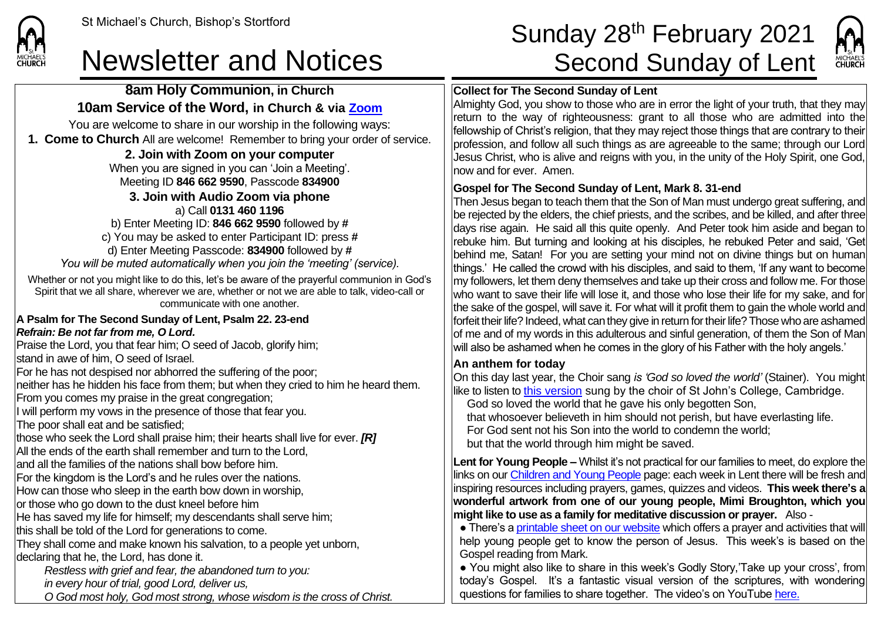St Michael's Church, Bishop's Stortford

# Newsletter and Notices

# Sunday 28th February 2021 Second Sunday of Lent

## 8am Holy Communion, in Church

## 10am Service of the Word, in Church & via Zoom

You are welcome to share in our worship in the following ways:

**1. Come to Church** All are welcome! Remember to bring your order of service.

**2. Join with Zoom on your computer**

When you are signed in you can 'Join a Meeting'.
Meeting ID **846 662 9590**, Passcode **834900**

**3. Join with Audio Zoom via phone**

a) Call **0131 460 1196**
b) Enter Meeting ID: **846 662 9590** followed by **#**
c) You may be asked to enter Participant ID: press **#**
d) Enter Meeting Passcode: **834900** followed by **#**
*You will be muted automatically when you join the 'meeting' (service).*

Whether or not you might like to do this, let's be aware of the prayerful communion in God's Spirit that we all share, wherever we are, whether or not we are able to talk, video-call or communicate with one another.

**A Psalm for The Second Sunday of Lent, Psalm 22. 23-end**
***Refrain: Be not far from me, O Lord.***

Praise the Lord, you that fear him; O seed of Jacob, glorify him;
stand in awe of him, O seed of Israel.
For he has not despised nor abhorred the suffering of the poor;
neither has he hidden his face from them; but when they cried to him he heard them.
From you comes my praise in the great congregation;
I will perform my vows in the presence of those that fear you.
The poor shall eat and be satisfied;
those who seek the Lord shall praise him; their hearts shall live for ever. ***[R]***
All the ends of the earth shall remember and turn to the Lord,
and all the families of the nations shall bow before him.
For the kingdom is the Lord's and he rules over the nations.
How can those who sleep in the earth bow down in worship,
or those who go down to the dust kneel before him
He has saved my life for himself; my descendants shall serve him;
this shall be told of the Lord for generations to come.
They shall come and make known his salvation, to a people yet unborn,
declaring that he, the Lord, has done it.

*Restless with grief and fear, the abandoned turn to you:*
*in every hour of trial, good Lord, deliver us,*
*O God most holy, God most strong, whose wisdom is the cross of Christ.*

**Collect for The Second Sunday of Lent**

Almighty God, you show to those who are in error the light of your truth, that they may return to the way of righteousness: grant to all those who are admitted into the fellowship of Christ's religion, that they may reject those things that are contrary to their profession, and follow all such things as are agreeable to the same; through our Lord Jesus Christ, who is alive and reigns with you, in the unity of the Holy Spirit, one God, now and for ever. Amen.

**Gospel for The Second Sunday of Lent, Mark 8. 31-end**

Then Jesus began to teach them that the Son of Man must undergo great suffering, and be rejected by the elders, the chief priests, and the scribes, and be killed, and after three days rise again. He said all this quite openly. And Peter took him aside and began to rebuke him. But turning and looking at his disciples, he rebuked Peter and said, 'Get behind me, Satan! For you are setting your mind not on divine things but on human things.' He called the crowd with his disciples, and said to them, 'If any want to become my followers, let them deny themselves and take up their cross and follow me. For those who want to save their life will lose it, and those who lose their life for my sake, and for the sake of the gospel, will save it. For what will it profit them to gain the whole world and forfeit their life? Indeed, what can they give in return for their life? Those who are ashamed of me and of my words in this adulterous and sinful generation, of them the Son of Man will also be ashamed when he comes in the glory of his Father with the holy angels.'

**An anthem for today**

On this day last year, the Choir sang *is 'God so loved the world'* (Stainer). You might like to listen to this version sung by the choir of St John's College, Cambridge.

God so loved the world that he gave his only begotten Son,
that whosoever believeth in him should not perish, but have everlasting life.
For God sent not his Son into the world to condemn the world;
but that the world through him might be saved.

**Lent for Young People –** Whilst it's not practical for our families to meet, do explore the links on our Children and Young People page: each week in Lent there will be fresh and inspiring resources including prayers, games, quizzes and videos. **This week there's a wonderful artwork from one of our young people, Mimi Broughton, which you might like to use as a family for meditative discussion or prayer.** Also -

- There's a printable sheet on our website which offers a prayer and activities that will help young people get to know the person of Jesus. This week's is based on the Gospel reading from Mark.
- You might also like to share in this week's Godly Story,'Take up your cross', from today's Gospel. It's a fantastic visual version of the scriptures, with wondering questions for families to share together. The video's on YouTube here.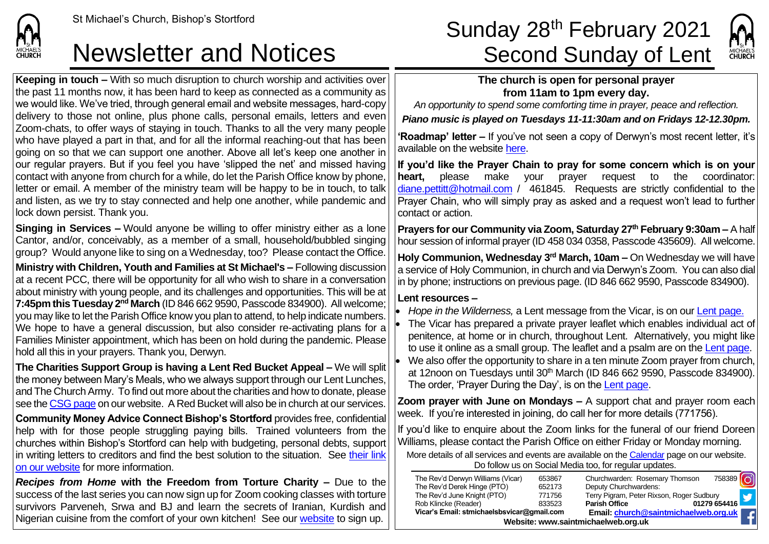St Michael's Church, Bishop's Stortford

# Newsletter and Notices

# Sunday 28th February 2021 Second Sunday of Lent

**Keeping in touch –** With so much disruption to church worship and activities over the past 11 months now, it has been hard to keep as connected as a community as we would like. We've tried, through general email and website messages, hard-copy delivery to those not online, plus phone calls, personal emails, letters and even Zoom-chats, to offer ways of staying in touch. Thanks to all the very many people who have played a part in that, and for all the informal reaching-out that has been going on so that we can support one another. Above all let's keep one another in our regular prayers. But if you feel you have 'slipped the net' and missed having contact with anyone from church for a while, do let the Parish Office know by phone, letter or email. A member of the ministry team will be happy to be in touch, to talk and listen, as we try to stay connected and help one another, while pandemic and lock down persist. Thank you.

**Singing in Services –** Would anyone be willing to offer ministry either as a lone Cantor, and/or, conceivably, as a member of a small, household/bubbled singing group? Would anyone like to sing on a Wednesday, too? Please contact the Office.

**Ministry with Children, Youth and Families at St Michael's –** Following discussion at a recent PCC, there will be opportunity for all who wish to share in a conversation about ministry with young people, and its challenges and opportunities. This will be at **7:45pm this Tuesday 2nd March** (ID 846 662 9590, Passcode 834900). All welcome; you may like to let the Parish Office know you plan to attend, to help indicate numbers. We hope to have a general discussion, but also consider re-activating plans for a Families Minister appointment, which has been on hold during the pandemic. Please hold all this in your prayers. Thank you, Derwyn.

**The Charities Support Group is having a Lent Red Bucket Appeal –** We will split the money between Mary's Meals, who we always support through our Lent Lunches, and The Church Army. To find out more about the charities and how to donate, please see the CSG page on our website. A Red Bucket will also be in church at our services.

**Community Money Advice Connect Bishop's Stortford** provides free, confidential help with for those people struggling paying bills. Trained volunteers from the churches within Bishop's Stortford can help with budgeting, personal debts, support in writing letters to creditors and find the best solution to the situation. See their link on our website for more information.

***Recipes from Home*** **with the Freedom from Torture Charity –** Due to the success of the last series you can now sign up for Zoom cooking classes with torture survivors Parveneh, Srwa and BJ and learn the secrets of Iranian, Kurdish and Nigerian cuisine from the comfort of your own kitchen! See our website to sign up.

**The church is open for personal prayer from 11am to 1pm every day.**

*An opportunity to spend some comforting time in prayer, peace and reflection.*

***Piano music is played on Tuesdays 11-11:30am and on Fridays 12-12.30pm.***

**'Roadmap' letter –** If you've not seen a copy of Derwyn's most recent letter, it's available on the website here.

**If you'd like the Prayer Chain to pray for some concern which is on your heart,** please make your prayer request to the coordinator: diane.pettitt@hotmail.com / 461845. Requests are strictly confidential to the Prayer Chain, who will simply pray as asked and a request won't lead to further contact or action.

**Prayers for our Community via Zoom, Saturday 27th February 9:30am –** A half hour session of informal prayer (ID 458 034 0358, Passcode 435609). All welcome.

**Holy Communion, Wednesday 3rd March, 10am –** On Wednesday we will have a service of Holy Communion, in church and via Derwyn's Zoom. You can also dial in by phone; instructions on previous page. (ID 846 662 9590, Passcode 834900).

**Lent resources –**

- *Hope in the Wilderness,* a Lent message from the Vicar, is on our Lent page.
- The Vicar has prepared a private prayer leaflet which enables individual act of penitence, at home or in church, throughout Lent. Alternatively, you might like to use it online as a small group. The leaflet and a psalm are on the Lent page.
- We also offer the opportunity to share in a ten minute Zoom prayer from church, at 12noon on Tuesdays until 30th March (ID 846 662 9590, Passcode 834900). The order, 'Prayer During the Day', is on the Lent page.

**Zoom prayer with June on Mondays –** A support chat and prayer room each week. If you're interested in joining, do call her for more details (771756).

If you'd like to enquire about the Zoom links for the funeral of our friend Doreen Williams, please contact the Parish Office on either Friday or Monday morning.

More details of all services and events are available on the Calendar page on our website. Do follow us on Social Media too, for regular updates.

| | | | |
|---|---|---|---|
| The Rev'd Derwyn Williams (Vicar) | 653867 | Churchwarden: Rosemary Thomson | 758389 |
| The Rev'd Derek Hinge (PTO) | 652173 | Deputy Churchwardens: | |
| The Rev'd June Knight (PTO) | 771756 | Terry Pigram, Peter Rixson, Roger Sudbury | |
| Rob Klincke (Reader) | 833523 | **Parish Office** | **01279 654416** |
| **Vicar's Email: stmichaelsbsvicar@gmail.com** | | **Email: church@saintmichaelweb.org.uk** | |

**Website: www.saintmichaelweb.org.uk**